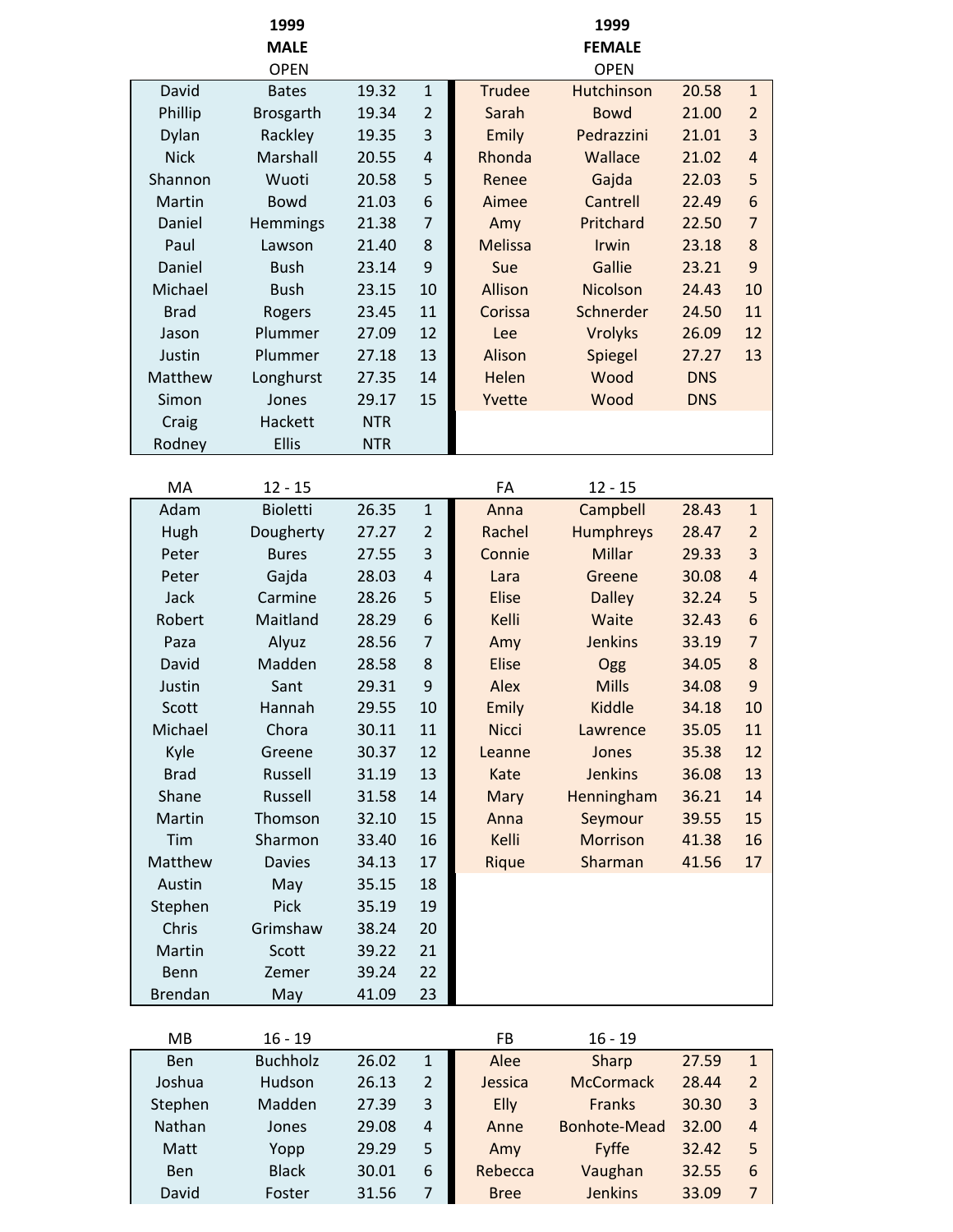| 1999 MALE OPEN | | | | 1999 FEMALE OPEN | | | |
|---|---|---|---|---|---|---|---|
| David | Bates | 19.32 | 1 | Trudee | Hutchinson | 20.58 | 1 |
| Phillip | Brosgarth | 19.34 | 2 | Sarah | Bowd | 21.00 | 2 |
| Dylan | Rackley | 19.35 | 3 | Emily | Pedrazzini | 21.01 | 3 |
| Nick | Marshall | 20.55 | 4 | Rhonda | Wallace | 21.02 | 4 |
| Shannon | Wuoti | 20.58 | 5 | Renee | Gajda | 22.03 | 5 |
| Martin | Bowd | 21.03 | 6 | Aimee | Cantrell | 22.49 | 6 |
| Daniel | Hemmings | 21.38 | 7 | Amy | Pritchard | 22.50 | 7 |
| Paul | Lawson | 21.40 | 8 | Melissa | Irwin | 23.18 | 8 |
| Daniel | Bush | 23.14 | 9 | Sue | Gallie | 23.21 | 9 |
| Michael | Bush | 23.15 | 10 | Allison | Nicolson | 24.43 | 10 |
| Brad | Rogers | 23.45 | 11 | Corissa | Schnerder | 24.50 | 11 |
| Jason | Plummer | 27.09 | 12 | Lee | Vrolyks | 26.09 | 12 |
| Justin | Plummer | 27.18 | 13 | Alison | Spiegel | 27.27 | 13 |
| Matthew | Longhurst | 27.35 | 14 | Helen | Wood | DNS | |
| Simon | Jones | 29.17 | 15 | Yvette | Wood | DNS | |
| Craig | Hackett | NTR | | | | | |
| Rodney | Ellis | NTR | | | | | |

| MA | 12 - 15 | | | FA | 12 - 15 | | |
|---|---|---|---|---|---|---|---|
| Adam | Bioletti | 26.35 | 1 | Anna | Campbell | 28.43 | 1 |
| Hugh | Dougherty | 27.27 | 2 | Rachel | Humphreys | 28.47 | 2 |
| Peter | Bures | 27.55 | 3 | Connie | Millar | 29.33 | 3 |
| Peter | Gajda | 28.03 | 4 | Lara | Greene | 30.08 | 4 |
| Jack | Carmine | 28.26 | 5 | Elise | Dalley | 32.24 | 5 |
| Robert | Maitland | 28.29 | 6 | Kelli | Waite | 32.43 | 6 |
| Paza | Alyuz | 28.56 | 7 | Amy | Jenkins | 33.19 | 7 |
| David | Madden | 28.58 | 8 | Elise | Ogg | 34.05 | 8 |
| Justin | Sant | 29.31 | 9 | Alex | Mills | 34.08 | 9 |
| Scott | Hannah | 29.55 | 10 | Emily | Kiddle | 34.18 | 10 |
| Michael | Chora | 30.11 | 11 | Nicci | Lawrence | 35.05 | 11 |
| Kyle | Greene | 30.37 | 12 | Leanne | Jones | 35.38 | 12 |
| Brad | Russell | 31.19 | 13 | Kate | Jenkins | 36.08 | 13 |
| Shane | Russell | 31.58 | 14 | Mary | Henningham | 36.21 | 14 |
| Martin | Thomson | 32.10 | 15 | Anna | Seymour | 39.55 | 15 |
| Tim | Sharmon | 33.40 | 16 | Kelli | Morrison | 41.38 | 16 |
| Matthew | Davies | 34.13 | 17 | Rique | Sharman | 41.56 | 17 |
| Austin | May | 35.15 | 18 | | | | |
| Stephen | Pick | 35.19 | 19 | | | | |
| Chris | Grimshaw | 38.24 | 20 | | | | |
| Martin | Scott | 39.22 | 21 | | | | |
| Benn | Zemer | 39.24 | 22 | | | | |
| Brendan | May | 41.09 | 23 | | | | |

| MB | 16 - 19 | | | FB | 16 - 19 | | |
|---|---|---|---|---|---|---|---|
| Ben | Buchholz | 26.02 | 1 | Alee | Sharp | 27.59 | 1 |
| Joshua | Hudson | 26.13 | 2 | Jessica | McCormack | 28.44 | 2 |
| Stephen | Madden | 27.39 | 3 | Elly | Franks | 30.30 | 3 |
| Nathan | Jones | 29.08 | 4 | Anne | Bonhote-Mead | 32.00 | 4 |
| Matt | Yopp | 29.29 | 5 | Amy | Fyffe | 32.42 | 5 |
| Ben | Black | 30.01 | 6 | Rebecca | Vaughan | 32.55 | 6 |
| David | Foster | 31.56 | 7 | Bree | Jenkins | 33.09 | 7 |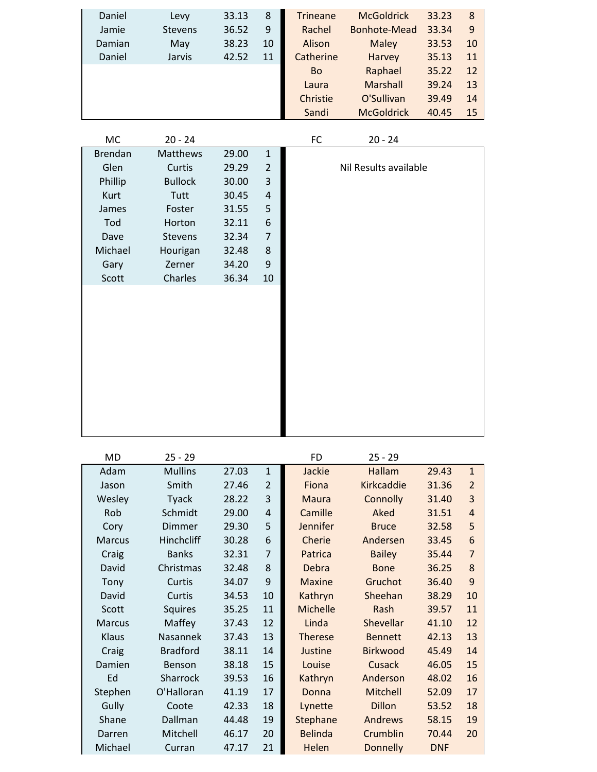| | | | | | | | |
|---|---|---|---|---|---|---|---|
| Daniel | Levy | 33.13 | 8 | Trineane | McGoldrick | 33.23 | 8 |
| Jamie | Stevens | 36.52 | 9 | Rachel | Bonhote-Mead | 33.34 | 9 |
| Damian | May | 38.23 | 10 | Alison | Maley | 33.53 | 10 |
| Daniel | Jarvis | 42.52 | 11 | Catherine | Harvey | 35.13 | 11 |
| | | | | Bo | Raphael | 35.22 | 12 |
| | | | | Laura | Marshall | 39.24 | 13 |
| | | | | Christie | O'Sullivan | 39.49 | 14 |
| | | | | Sandi | McGoldrick | 40.45 | 15 |

| MC | 20 - 24 | | | FC | 20 - 24 | | |
|---|---|---|---|---|---|---|---|
| Brendan | Matthews | 29.00 | 1 | | Nil Results available | | |
| Glen | Curtis | 29.29 | 2 | | | | |
| Phillip | Bullock | 30.00 | 3 | | | | |
| Kurt | Tutt | 30.45 | 4 | | | | |
| James | Foster | 31.55 | 5 | | | | |
| Tod | Horton | 32.11 | 6 | | | | |
| Dave | Stevens | 32.34 | 7 | | | | |
| Michael | Hourigan | 32.48 | 8 | | | | |
| Gary | Zerner | 34.20 | 9 | | | | |
| Scott | Charles | 36.34 | 10 | | | | |

| MD | 25 - 29 | | | FD | 25 - 29 | | |
|---|---|---|---|---|---|---|---|
| Adam | Mullins | 27.03 | 1 | Jackie | Hallam | 29.43 | 1 |
| Jason | Smith | 27.46 | 2 | Fiona | Kirkcaddie | 31.36 | 2 |
| Wesley | Tyack | 28.22 | 3 | Maura | Connolly | 31.40 | 3 |
| Rob | Schmidt | 29.00 | 4 | Camille | Aked | 31.51 | 4 |
| Cory | Dimmer | 29.30 | 5 | Jennifer | Bruce | 32.58 | 5 |
| Marcus | Hinchcliff | 30.28 | 6 | Cherie | Andersen | 33.45 | 6 |
| Craig | Banks | 32.31 | 7 | Patrica | Bailey | 35.44 | 7 |
| David | Christmas | 32.48 | 8 | Debra | Bone | 36.25 | 8 |
| Tony | Curtis | 34.07 | 9 | Maxine | Gruchot | 36.40 | 9 |
| David | Curtis | 34.53 | 10 | Kathryn | Sheehan | 38.29 | 10 |
| Scott | Squires | 35.25 | 11 | Michelle | Rash | 39.57 | 11 |
| Marcus | Maffey | 37.43 | 12 | Linda | Shevellar | 41.10 | 12 |
| Klaus | Nasannek | 37.43 | 13 | Therese | Bennett | 42.13 | 13 |
| Craig | Bradford | 38.11 | 14 | Justine | Birkwood | 45.49 | 14 |
| Damien | Benson | 38.18 | 15 | Louise | Cusack | 46.05 | 15 |
| Ed | Sharrock | 39.53 | 16 | Kathryn | Anderson | 48.02 | 16 |
| Stephen | O'Halloran | 41.19 | 17 | Donna | Mitchell | 52.09 | 17 |
| Gully | Coote | 42.33 | 18 | Lynette | Dillon | 53.52 | 18 |
| Shane | Dallman | 44.48 | 19 | Stephane | Andrews | 58.15 | 19 |
| Darren | Mitchell | 46.17 | 20 | Belinda | Crumblin | 70.44 | 20 |
| Michael | Curran | 47.17 | 21 | Helen | Donnelly | DNF | |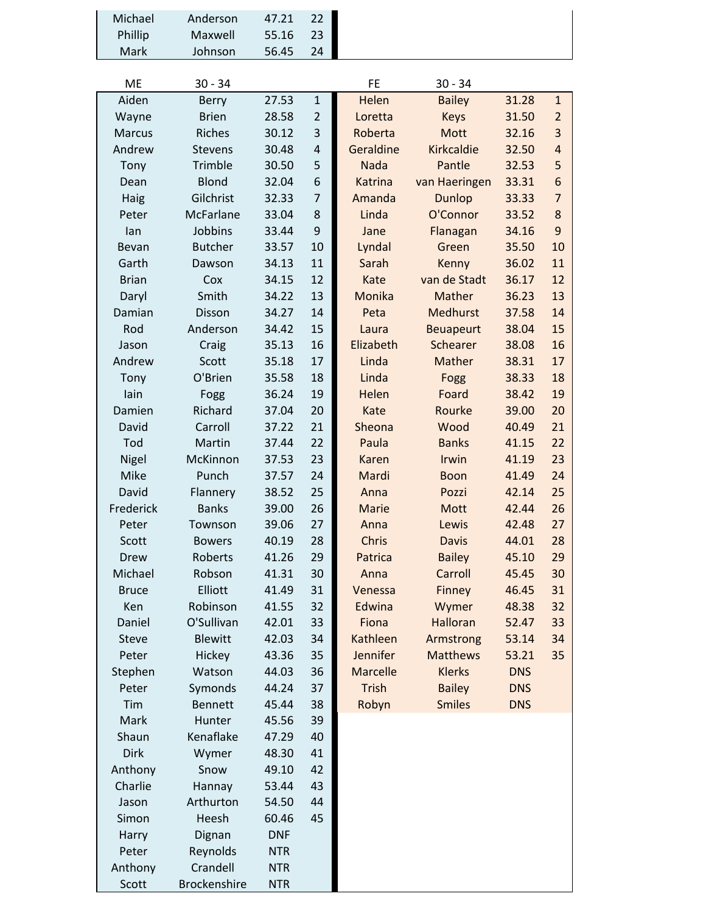| | | | |
|---|---|---|---|
| Michael | Anderson | 47.21 | 22 |
| Phillip | Maxwell | 55.16 | 23 |
| Mark | Johnson | 56.45 | 24 |

| ME | 30 - 34 | | |
|---|---|---|---|
| Aiden | Berry | 27.53 | 1 |
| Wayne | Brien | 28.58 | 2 |
| Marcus | Riches | 30.12 | 3 |
| Andrew | Stevens | 30.48 | 4 |
| Tony | Trimble | 30.50 | 5 |
| Dean | Blond | 32.04 | 6 |
| Haig | Gilchrist | 32.33 | 7 |
| Peter | McFarlane | 33.04 | 8 |
| Ian | Jobbins | 33.44 | 9 |
| Bevan | Butcher | 33.57 | 10 |
| Garth | Dawson | 34.13 | 11 |
| Brian | Cox | 34.15 | 12 |
| Daryl | Smith | 34.22 | 13 |
| Damian | Disson | 34.27 | 14 |
| Rod | Anderson | 34.42 | 15 |
| Jason | Craig | 35.13 | 16 |
| Andrew | Scott | 35.18 | 17 |
| Tony | O'Brien | 35.58 | 18 |
| Iain | Fogg | 36.24 | 19 |
| Damien | Richard | 37.04 | 20 |
| David | Carroll | 37.22 | 21 |
| Tod | Martin | 37.44 | 22 |
| Nigel | McKinnon | 37.53 | 23 |
| Mike | Punch | 37.57 | 24 |
| David | Flannery | 38.52 | 25 |
| Frederick | Banks | 39.00 | 26 |
| Peter | Townson | 39.06 | 27 |
| Scott | Bowers | 40.19 | 28 |
| Drew | Roberts | 41.26 | 29 |
| Michael | Robson | 41.31 | 30 |
| Bruce | Elliott | 41.49 | 31 |
| Ken | Robinson | 41.55 | 32 |
| Daniel | O'Sullivan | 42.01 | 33 |
| Steve | Blewitt | 42.03 | 34 |
| Peter | Hickey | 43.36 | 35 |
| Stephen | Watson | 44.03 | 36 |
| Peter | Symonds | 44.24 | 37 |
| Tim | Bennett | 45.44 | 38 |
| Mark | Hunter | 45.56 | 39 |
| Shaun | Kenaflake | 47.29 | 40 |
| Dirk | Wymer | 48.30 | 41 |
| Anthony | Snow | 49.10 | 42 |
| Charlie | Hannay | 53.44 | 43 |
| Jason | Arthurton | 54.50 | 44 |
| Simon | Heesh | 60.46 | 45 |
| Harry | Dignan | DNF | |
| Peter | Reynolds | NTR | |
| Anthony | Crandell | NTR | |
| Scott | Brockenshire | NTR | |

| FE | 30 - 34 | | |
|---|---|---|---|
| Helen | Bailey | 31.28 | 1 |
| Loretta | Keys | 31.50 | 2 |
| Roberta | Mott | 32.16 | 3 |
| Geraldine | Kirkcaldie | 32.50 | 4 |
| Nada | Pantle | 32.53 | 5 |
| Katrina | van Haeringen | 33.31 | 6 |
| Amanda | Dunlop | 33.33 | 7 |
| Linda | O'Connor | 33.52 | 8 |
| Jane | Flanagan | 34.16 | 9 |
| Lyndal | Green | 35.50 | 10 |
| Sarah | Kenny | 36.02 | 11 |
| Kate | van de Stadt | 36.17 | 12 |
| Monika | Mather | 36.23 | 13 |
| Peta | Medhurst | 37.58 | 14 |
| Laura | Beuapeurt | 38.04 | 15 |
| Elizabeth | Schearer | 38.08 | 16 |
| Linda | Mather | 38.31 | 17 |
| Linda | Fogg | 38.33 | 18 |
| Helen | Foard | 38.42 | 19 |
| Kate | Rourke | 39.00 | 20 |
| Sheona | Wood | 40.49 | 21 |
| Paula | Banks | 41.15 | 22 |
| Karen | Irwin | 41.19 | 23 |
| Mardi | Boon | 41.49 | 24 |
| Anna | Pozzi | 42.14 | 25 |
| Marie | Mott | 42.44 | 26 |
| Anna | Lewis | 42.48 | 27 |
| Chris | Davis | 44.01 | 28 |
| Patrica | Bailey | 45.10 | 29 |
| Anna | Carroll | 45.45 | 30 |
| Venessa | Finney | 46.45 | 31 |
| Edwina | Wymer | 48.38 | 32 |
| Fiona | Halloran | 52.47 | 33 |
| Kathleen | Armstrong | 53.14 | 34 |
| Jennifer | Matthews | 53.21 | 35 |
| Marcelle | Klerks | DNS | |
| Trish | Bailey | DNS | |
| Robyn | Smiles | DNS | |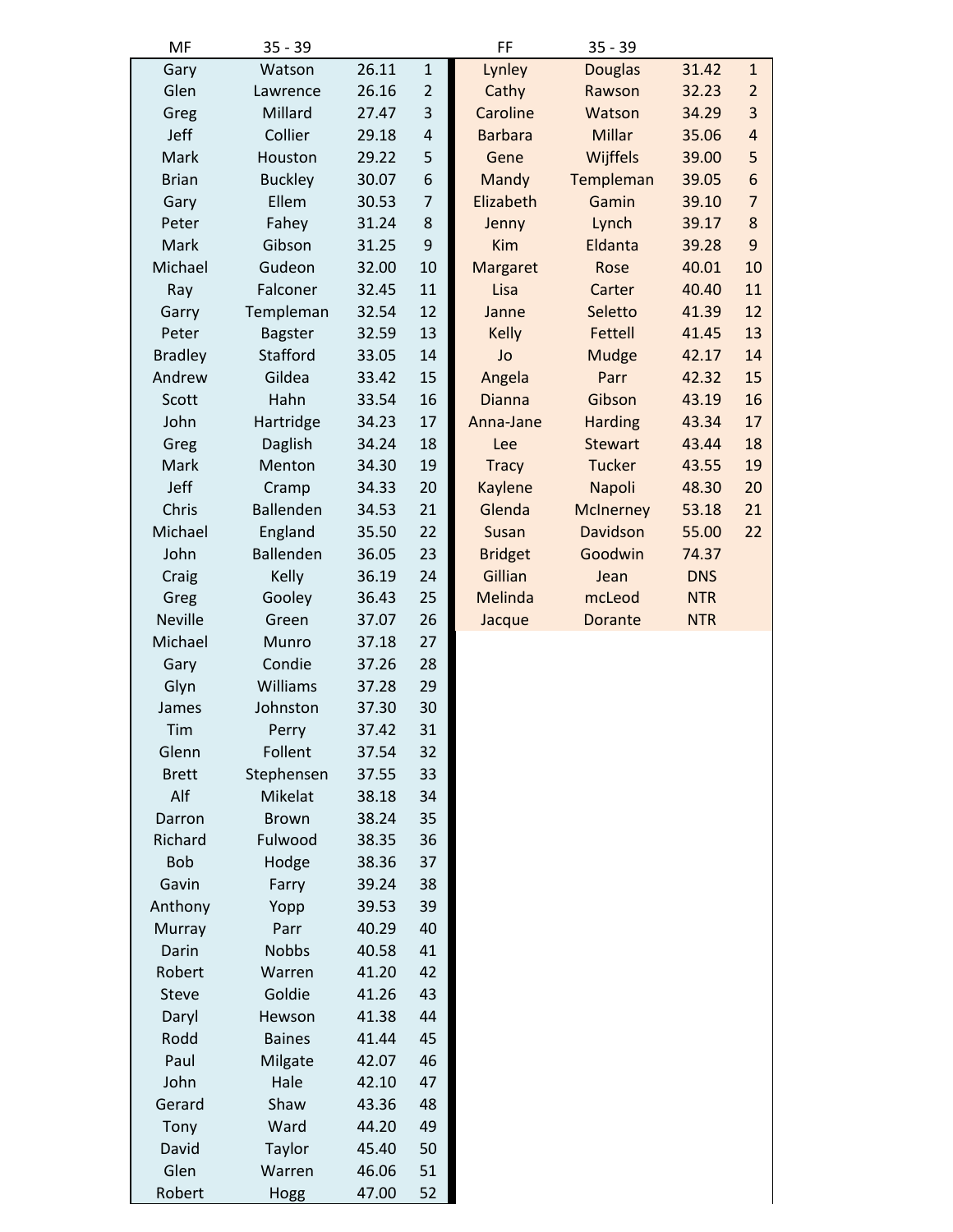| MF | 35 - 39 | | |
|---|---|---|---|
| Gary | Watson | 26.11 | 1 |
| Glen | Lawrence | 26.16 | 2 |
| Greg | Millard | 27.47 | 3 |
| Jeff | Collier | 29.18 | 4 |
| Mark | Houston | 29.22 | 5 |
| Brian | Buckley | 30.07 | 6 |
| Gary | Ellem | 30.53 | 7 |
| Peter | Fahey | 31.24 | 8 |
| Mark | Gibson | 31.25 | 9 |
| Michael | Gudeon | 32.00 | 10 |
| Ray | Falconer | 32.45 | 11 |
| Garry | Templeman | 32.54 | 12 |
| Peter | Bagster | 32.59 | 13 |
| Bradley | Stafford | 33.05 | 14 |
| Andrew | Gildea | 33.42 | 15 |
| Scott | Hahn | 33.54 | 16 |
| John | Hartridge | 34.23 | 17 |
| Greg | Daglish | 34.24 | 18 |
| Mark | Menton | 34.30 | 19 |
| Jeff | Cramp | 34.33 | 20 |
| Chris | Ballenden | 34.53 | 21 |
| Michael | England | 35.50 | 22 |
| John | Ballenden | 36.05 | 23 |
| Craig | Kelly | 36.19 | 24 |
| Greg | Gooley | 36.43 | 25 |
| Neville | Green | 37.07 | 26 |
| Michael | Munro | 37.18 | 27 |
| Gary | Condie | 37.26 | 28 |
| Glyn | Williams | 37.28 | 29 |
| James | Johnston | 37.30 | 30 |
| Tim | Perry | 37.42 | 31 |
| Glenn | Follent | 37.54 | 32 |
| Brett | Stephensen | 37.55 | 33 |
| Alf | Mikelat | 38.18 | 34 |
| Darron | Brown | 38.24 | 35 |
| Richard | Fulwood | 38.35 | 36 |
| Bob | Hodge | 38.36 | 37 |
| Gavin | Farry | 39.24 | 38 |
| Anthony | Yopp | 39.53 | 39 |
| Murray | Parr | 40.29 | 40 |
| Darin | Nobbs | 40.58 | 41 |
| Robert | Warren | 41.20 | 42 |
| Steve | Goldie | 41.26 | 43 |
| Daryl | Hewson | 41.38 | 44 |
| Rodd | Baines | 41.44 | 45 |
| Paul | Milgate | 42.07 | 46 |
| John | Hale | 42.10 | 47 |
| Gerard | Shaw | 43.36 | 48 |
| Tony | Ward | 44.20 | 49 |
| David | Taylor | 45.40 | 50 |
| Glen | Warren | 46.06 | 51 |
| Robert | Hogg | 47.00 | 52 |

| FF | 35 - 39 | | |
|---|---|---|---|
| Lynley | Douglas | 31.42 | 1 |
| Cathy | Rawson | 32.23 | 2 |
| Caroline | Watson | 34.29 | 3 |
| Barbara | Millar | 35.06 | 4 |
| Gene | Wijffels | 39.00 | 5 |
| Mandy | Templeman | 39.05 | 6 |
| Elizabeth | Gamin | 39.10 | 7 |
| Jenny | Lynch | 39.17 | 8 |
| Kim | Eldanta | 39.28 | 9 |
| Margaret | Rose | 40.01 | 10 |
| Lisa | Carter | 40.40 | 11 |
| Janne | Seletto | 41.39 | 12 |
| Kelly | Fettell | 41.45 | 13 |
| Jo | Mudge | 42.17 | 14 |
| Angela | Parr | 42.32 | 15 |
| Dianna | Gibson | 43.19 | 16 |
| Anna-Jane | Harding | 43.34 | 17 |
| Lee | Stewart | 43.44 | 18 |
| Tracy | Tucker | 43.55 | 19 |
| Kaylene | Napoli | 48.30 | 20 |
| Glenda | McInerney | 53.18 | 21 |
| Susan | Davidson | 55.00 | 22 |
| Bridget | Goodwin | 74.37 | |
| Gillian | Jean | DNS | |
| Melinda | mcLeod | NTR | |
| Jacque | Dorante | NTR | |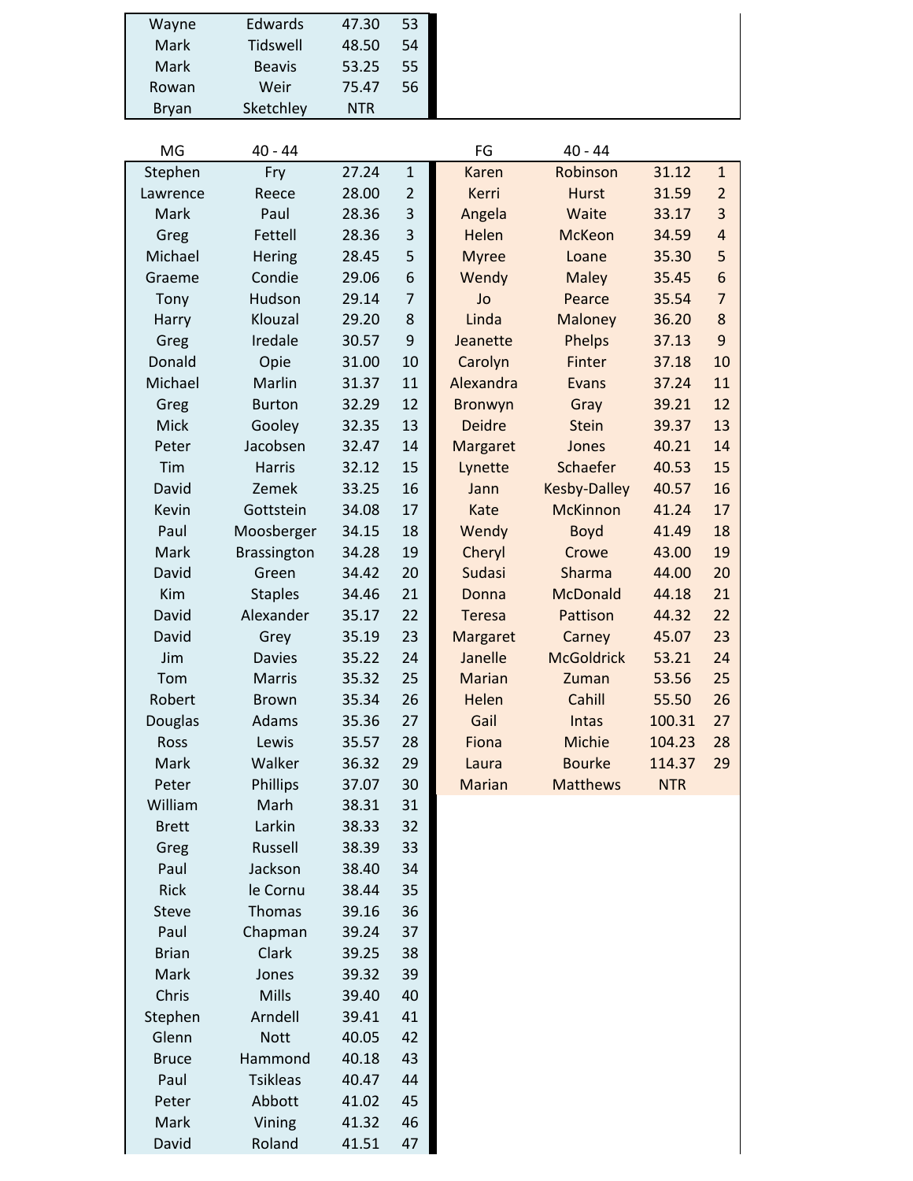| | | | |
|---|---|---|---|
| Wayne | Edwards | 47.30 | 53 |
| Mark | Tidswell | 48.50 | 54 |
| Mark | Beavis | 53.25 | 55 |
| Rowan | Weir | 75.47 | 56 |
| Bryan | Sketchley | NTR | |

| MG | 40 - 44 | | | FG | 40 - 44 | | |
|---|---|---|---|---|---|---|---|
| Stephen | Fry | 27.24 | 1 | Karen | Robinson | 31.12 | 1 |
| Lawrence | Reece | 28.00 | 2 | Kerri | Hurst | 31.59 | 2 |
| Mark | Paul | 28.36 | 3 | Angela | Waite | 33.17 | 3 |
| Greg | Fettell | 28.36 | 3 | Helen | McKeon | 34.59 | 4 |
| Michael | Hering | 28.45 | 5 | Myree | Loane | 35.30 | 5 |
| Graeme | Condie | 29.06 | 6 | Wendy | Maley | 35.45 | 6 |
| Tony | Hudson | 29.14 | 7 | Jo | Pearce | 35.54 | 7 |
| Harry | Klouzal | 29.20 | 8 | Linda | Maloney | 36.20 | 8 |
| Greg | Iredale | 30.57 | 9 | Jeanette | Phelps | 37.13 | 9 |
| Donald | Opie | 31.00 | 10 | Carolyn | Finter | 37.18 | 10 |
| Michael | Marlin | 31.37 | 11 | Alexandra | Evans | 37.24 | 11 |
| Greg | Burton | 32.29 | 12 | Bronwyn | Gray | 39.21 | 12 |
| Mick | Gooley | 32.35 | 13 | Deidre | Stein | 39.37 | 13 |
| Peter | Jacobsen | 32.47 | 14 | Margaret | Jones | 40.21 | 14 |
| Tim | Harris | 32.12 | 15 | Lynette | Schaefer | 40.53 | 15 |
| David | Zemek | 33.25 | 16 | Jann | Kesby-Dalley | 40.57 | 16 |
| Kevin | Gottstein | 34.08 | 17 | Kate | McKinnon | 41.24 | 17 |
| Paul | Moosberger | 34.15 | 18 | Wendy | Boyd | 41.49 | 18 |
| Mark | Brassington | 34.28 | 19 | Cheryl | Crowe | 43.00 | 19 |
| David | Green | 34.42 | 20 | Sudasi | Sharma | 44.00 | 20 |
| Kim | Staples | 34.46 | 21 | Donna | McDonald | 44.18 | 21 |
| David | Alexander | 35.17 | 22 | Teresa | Pattison | 44.32 | 22 |
| David | Grey | 35.19 | 23 | Margaret | Carney | 45.07 | 23 |
| Jim | Davies | 35.22 | 24 | Janelle | McGoldrick | 53.21 | 24 |
| Tom | Marris | 35.32 | 25 | Marian | Zuman | 53.56 | 25 |
| Robert | Brown | 35.34 | 26 | Helen | Cahill | 55.50 | 26 |
| Douglas | Adams | 35.36 | 27 | Gail | Intas | 100.31 | 27 |
| Ross | Lewis | 35.57 | 28 | Fiona | Michie | 104.23 | 28 |
| Mark | Walker | 36.32 | 29 | Laura | Bourke | 114.37 | 29 |
| Peter | Phillips | 37.07 | 30 | Marian | Matthews | NTR | |
| William | Marh | 38.31 | 31 | | | | |
| Brett | Larkin | 38.33 | 32 | | | | |
| Greg | Russell | 38.39 | 33 | | | | |
| Paul | Jackson | 38.40 | 34 | | | | |
| Rick | le Cornu | 38.44 | 35 | | | | |
| Steve | Thomas | 39.16 | 36 | | | | |
| Paul | Chapman | 39.24 | 37 | | | | |
| Brian | Clark | 39.25 | 38 | | | | |
| Mark | Jones | 39.32 | 39 | | | | |
| Chris | Mills | 39.40 | 40 | | | | |
| Stephen | Arndell | 39.41 | 41 | | | | |
| Glenn | Nott | 40.05 | 42 | | | | |
| Bruce | Hammond | 40.18 | 43 | | | | |
| Paul | Tsikleas | 40.47 | 44 | | | | |
| Peter | Abbott | 41.02 | 45 | | | | |
| Mark | Vining | 41.32 | 46 | | | | |
| David | Roland | 41.51 | 47 | | | | |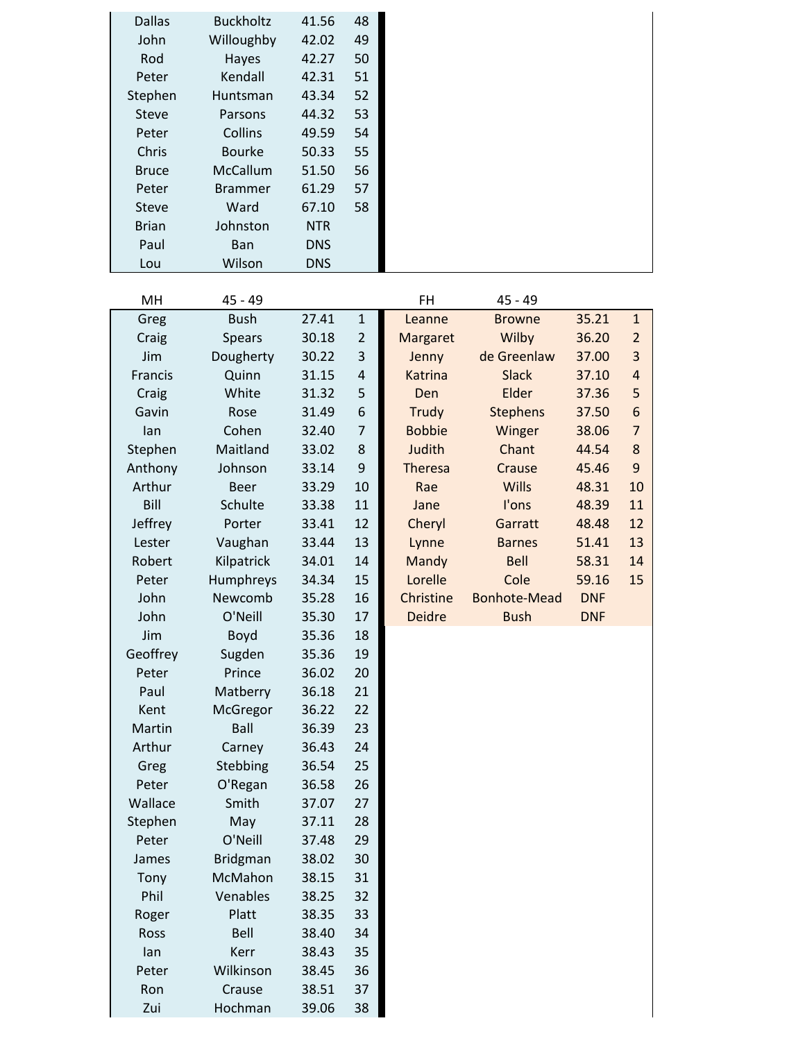| | | | |
|---|---|---|---|
| Dallas | Buckholtz | 41.56 | 48 |
| John | Willoughby | 42.02 | 49 |
| Rod | Hayes | 42.27 | 50 |
| Peter | Kendall | 42.31 | 51 |
| Stephen | Huntsman | 43.34 | 52 |
| Steve | Parsons | 44.32 | 53 |
| Peter | Collins | 49.59 | 54 |
| Chris | Bourke | 50.33 | 55 |
| Bruce | McCallum | 51.50 | 56 |
| Peter | Brammer | 61.29 | 57 |
| Steve | Ward | 67.10 | 58 |
| Brian | Johnston | NTR | |
| Paul | Ban | DNS | |
| Lou | Wilson | DNS | |

| MH | 45 - 49 | | |
|---|---|---|---|
| Greg | Bush | 27.41 | 1 |
| Craig | Spears | 30.18 | 2 |
| Jim | Dougherty | 30.22 | 3 |
| Francis | Quinn | 31.15 | 4 |
| Craig | White | 31.32 | 5 |
| Gavin | Rose | 31.49 | 6 |
| Ian | Cohen | 32.40 | 7 |
| Stephen | Maitland | 33.02 | 8 |
| Anthony | Johnson | 33.14 | 9 |
| Arthur | Beer | 33.29 | 10 |
| Bill | Schulte | 33.38 | 11 |
| Jeffrey | Porter | 33.41 | 12 |
| Lester | Vaughan | 33.44 | 13 |
| Robert | Kilpatrick | 34.01 | 14 |
| Peter | Humphreys | 34.34 | 15 |
| John | Newcomb | 35.28 | 16 |
| John | O'Neill | 35.30 | 17 |
| Jim | Boyd | 35.36 | 18 |
| Geoffrey | Sugden | 35.36 | 19 |
| Peter | Prince | 36.02 | 20 |
| Paul | Matberry | 36.18 | 21 |
| Kent | McGregor | 36.22 | 22 |
| Martin | Ball | 36.39 | 23 |
| Arthur | Carney | 36.43 | 24 |
| Greg | Stebbing | 36.54 | 25 |
| Peter | O'Regan | 36.58 | 26 |
| Wallace | Smith | 37.07 | 27 |
| Stephen | May | 37.11 | 28 |
| Peter | O'Neill | 37.48 | 29 |
| James | Bridgman | 38.02 | 30 |
| Tony | McMahon | 38.15 | 31 |
| Phil | Venables | 38.25 | 32 |
| Roger | Platt | 38.35 | 33 |
| Ross | Bell | 38.40 | 34 |
| Ian | Kerr | 38.43 | 35 |
| Peter | Wilkinson | 38.45 | 36 |
| Ron | Crause | 38.51 | 37 |
| Zui | Hochman | 39.06 | 38 |

| FH | 45 - 49 | | |
|---|---|---|---|
| Leanne | Browne | 35.21 | 1 |
| Margaret | Wilby | 36.20 | 2 |
| Jenny | de Greenlaw | 37.00 | 3 |
| Katrina | Slack | 37.10 | 4 |
| Den | Elder | 37.36 | 5 |
| Trudy | Stephens | 37.50 | 6 |
| Bobbie | Winger | 38.06 | 7 |
| Judith | Chant | 44.54 | 8 |
| Theresa | Crause | 45.46 | 9 |
| Rae | Wills | 48.31 | 10 |
| Jane | I'ons | 48.39 | 11 |
| Cheryl | Garratt | 48.48 | 12 |
| Lynne | Barnes | 51.41 | 13 |
| Mandy | Bell | 58.31 | 14 |
| Lorelle | Cole | 59.16 | 15 |
| Christine | Bonhote-Mead | DNF | |
| Deidre | Bush | DNF | |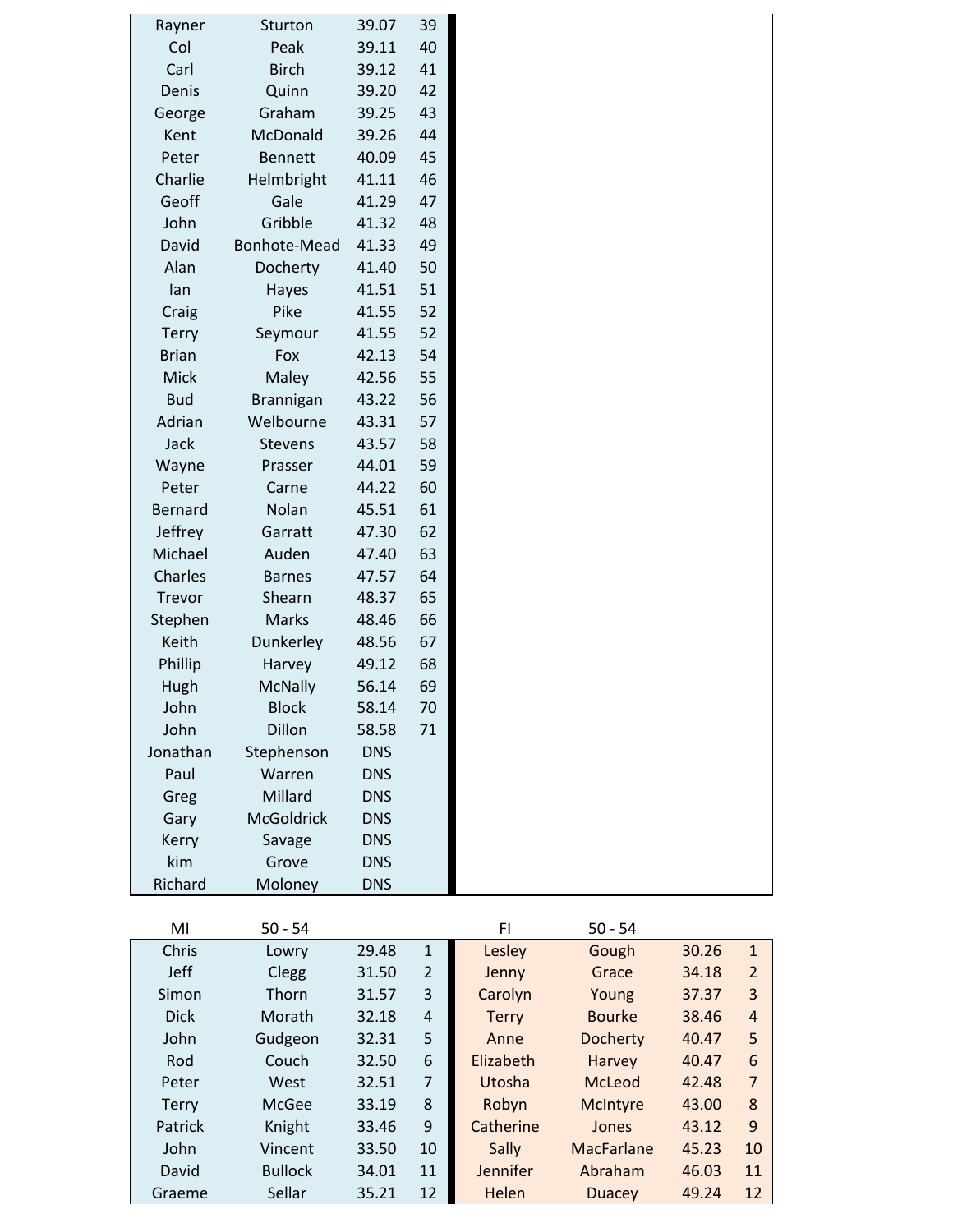| | | | |
|---|---|---|---|
| Rayner | Sturton | 39.07 | 39 |
| Col | Peak | 39.11 | 40 |
| Carl | Birch | 39.12 | 41 |
| Denis | Quinn | 39.20 | 42 |
| George | Graham | 39.25 | 43 |
| Kent | McDonald | 39.26 | 44 |
| Peter | Bennett | 40.09 | 45 |
| Charlie | Helmbright | 41.11 | 46 |
| Geoff | Gale | 41.29 | 47 |
| John | Gribble | 41.32 | 48 |
| David | Bonhote-Mead | 41.33 | 49 |
| Alan | Docherty | 41.40 | 50 |
| Ian | Hayes | 41.51 | 51 |
| Craig | Pike | 41.55 | 52 |
| Terry | Seymour | 41.55 | 52 |
| Brian | Fox | 42.13 | 54 |
| Mick | Maley | 42.56 | 55 |
| Bud | Brannigan | 43.22 | 56 |
| Adrian | Welbourne | 43.31 | 57 |
| Jack | Stevens | 43.57 | 58 |
| Wayne | Prasser | 44.01 | 59 |
| Peter | Carne | 44.22 | 60 |
| Bernard | Nolan | 45.51 | 61 |
| Jeffrey | Garratt | 47.30 | 62 |
| Michael | Auden | 47.40 | 63 |
| Charles | Barnes | 47.57 | 64 |
| Trevor | Shearn | 48.37 | 65 |
| Stephen | Marks | 48.46 | 66 |
| Keith | Dunkerley | 48.56 | 67 |
| Phillip | Harvey | 49.12 | 68 |
| Hugh | McNally | 56.14 | 69 |
| John | Block | 58.14 | 70 |
| John | Dillon | 58.58 | 71 |
| Jonathan | Stephenson | DNS | |
| Paul | Warren | DNS | |
| Greg | Millard | DNS | |
| Gary | McGoldrick | DNS | |
| Kerry | Savage | DNS | |
| kim | Grove | DNS | |
| Richard | Moloney | DNS | |

| MI | 50 - 54 | | | FI | 50 - 54 | | |
|---|---|---|---|---|---|---|---|
| Chris | Lowry | 29.48 | 1 | Lesley | Gough | 30.26 | 1 |
| Jeff | Clegg | 31.50 | 2 | Jenny | Grace | 34.18 | 2 |
| Simon | Thorn | 31.57 | 3 | Carolyn | Young | 37.37 | 3 |
| Dick | Morath | 32.18 | 4 | Terry | Bourke | 38.46 | 4 |
| John | Gudgeon | 32.31 | 5 | Anne | Docherty | 40.47 | 5 |
| Rod | Couch | 32.50 | 6 | Elizabeth | Harvey | 40.47 | 6 |
| Peter | West | 32.51 | 7 | Utosha | McLeod | 42.48 | 7 |
| Terry | McGee | 33.19 | 8 | Robyn | McIntyre | 43.00 | 8 |
| Patrick | Knight | 33.46 | 9 | Catherine | Jones | 43.12 | 9 |
| John | Vincent | 33.50 | 10 | Sally | MacFarlane | 45.23 | 10 |
| David | Bullock | 34.01 | 11 | Jennifer | Abraham | 46.03 | 11 |
| Graeme | Sellar | 35.21 | 12 | Helen | Duacey | 49.24 | 12 |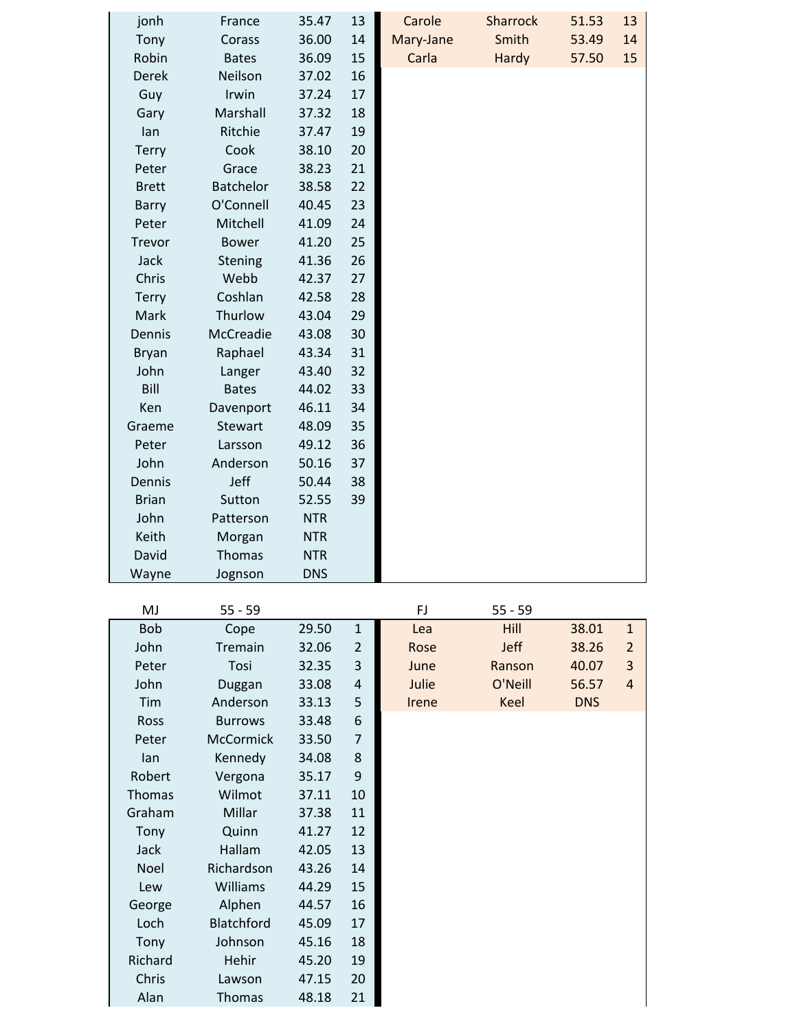| | | | | | | | |
|---|---|---|---|---|---|---|---|
| jonh | France | 35.47 | 13 | Carole | Sharrock | 51.53 | 13 |
| Tony | Corass | 36.00 | 14 | Mary-Jane | Smith | 53.49 | 14 |
| Robin | Bates | 36.09 | 15 | Carla | Hardy | 57.50 | 15 |
| Derek | Neilson | 37.02 | 16 | | | | |
| Guy | Irwin | 37.24 | 17 | | | | |
| Gary | Marshall | 37.32 | 18 | | | | |
| Ian | Ritchie | 37.47 | 19 | | | | |
| Terry | Cook | 38.10 | 20 | | | | |
| Peter | Grace | 38.23 | 21 | | | | |
| Brett | Batchelor | 38.58 | 22 | | | | |
| Barry | O'Connell | 40.45 | 23 | | | | |
| Peter | Mitchell | 41.09 | 24 | | | | |
| Trevor | Bower | 41.20 | 25 | | | | |
| Jack | Stening | 41.36 | 26 | | | | |
| Chris | Webb | 42.37 | 27 | | | | |
| Terry | Coshlan | 42.58 | 28 | | | | |
| Mark | Thurlow | 43.04 | 29 | | | | |
| Dennis | McCreadie | 43.08 | 30 | | | | |
| Bryan | Raphael | 43.34 | 31 | | | | |
| John | Langer | 43.40 | 32 | | | | |
| Bill | Bates | 44.02 | 33 | | | | |
| Ken | Davenport | 46.11 | 34 | | | | |
| Graeme | Stewart | 48.09 | 35 | | | | |
| Peter | Larsson | 49.12 | 36 | | | | |
| John | Anderson | 50.16 | 37 | | | | |
| Dennis | Jeff | 50.44 | 38 | | | | |
| Brian | Sutton | 52.55 | 39 | | | | |
| John | Patterson | NTR | | | | | |
| Keith | Morgan | NTR | | | | | |
| David | Thomas | NTR | | | | | |
| Wayne | Jongson | DNS | | | | | |

| MJ | 55 - 59 | | | FJ | 55 - 59 | | |
|---|---|---|---|---|---|---|---|
| Bob | Cope | 29.50 | 1 | Lea | Hill | 38.01 | 1 |
| John | Tremain | 32.06 | 2 | Rose | Jeff | 38.26 | 2 |
| Peter | Tosi | 32.35 | 3 | June | Ranson | 40.07 | 3 |
| John | Duggan | 33.08 | 4 | Julie | O'Neill | 56.57 | 4 |
| Tim | Anderson | 33.13 | 5 | Irene | Keel | DNS | |
| Ross | Burrows | 33.48 | 6 | | | | |
| Peter | McCormick | 33.50 | 7 | | | | |
| Ian | Kennedy | 34.08 | 8 | | | | |
| Robert | Vergona | 35.17 | 9 | | | | |
| Thomas | Wilmot | 37.11 | 10 | | | | |
| Graham | Millar | 37.38 | 11 | | | | |
| Tony | Quinn | 41.27 | 12 | | | | |
| Jack | Hallam | 42.05 | 13 | | | | |
| Noel | Richardson | 43.26 | 14 | | | | |
| Lew | Williams | 44.29 | 15 | | | | |
| George | Alphen | 44.57 | 16 | | | | |
| Loch | Blatchford | 45.09 | 17 | | | | |
| Tony | Johnson | 45.16 | 18 | | | | |
| Richard | Hehir | 45.20 | 19 | | | | |
| Chris | Lawson | 47.15 | 20 | | | | |
| Alan | Thomas | 48.18 | 21 | | | | |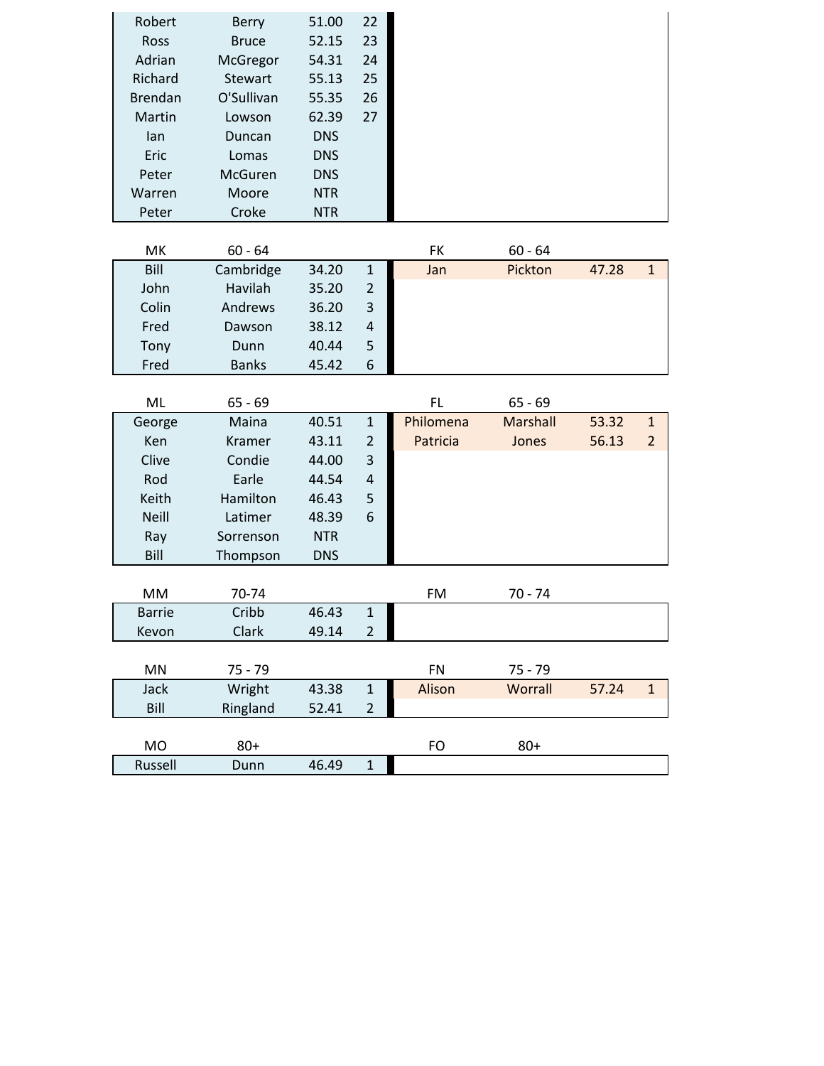| | | | |
|---|---|---|---|
| Robert | Berry | 51.00 | 22 |
| Ross | Bruce | 52.15 | 23 |
| Adrian | McGregor | 54.31 | 24 |
| Richard | Stewart | 55.13 | 25 |
| Brendan | O'Sullivan | 55.35 | 26 |
| Martin | Lowson | 62.39 | 27 |
| Ian | Duncan | DNS | |
| Eric | Lomas | DNS | |
| Peter | McGuren | DNS | |
| Warren | Moore | NTR | |
| Peter | Croke | NTR | |

| MK | 60 - 64 | | | FK | 60 - 64 | | |
|---|---|---|---|---|---|---|---|
| Bill | Cambridge | 34.20 | 1 | Jan | Pickton | 47.28 | 1 |
| John | Havilah | 35.20 | 2 | | | | |
| Colin | Andrews | 36.20 | 3 | | | | |
| Fred | Dawson | 38.12 | 4 | | | | |
| Tony | Dunn | 40.44 | 5 | | | | |
| Fred | Banks | 45.42 | 6 | | | | |

| ML | 65 - 69 | | | FL | 65 - 69 | | |
|---|---|---|---|---|---|---|---|
| George | Maina | 40.51 | 1 | Philomena | Marshall | 53.32 | 1 |
| Ken | Kramer | 43.11 | 2 | Patricia | Jones | 56.13 | 2 |
| Clive | Condie | 44.00 | 3 | | | | |
| Rod | Earle | 44.54 | 4 | | | | |
| Keith | Hamilton | 46.43 | 5 | | | | |
| Neill | Latimer | 48.39 | 6 | | | | |
| Ray | Sorrenson | NTR | | | | | |
| Bill | Thompson | DNS | | | | | |

| MM | 70-74 | | | FM | 70 - 74 | | |
|---|---|---|---|---|---|---|---|
| Barrie | Cribb | 46.43 | 1 | | | | |
| Kevon | Clark | 49.14 | 2 | | | | |

| MN | 75 - 79 | | | FN | 75 - 79 | | |
|---|---|---|---|---|---|---|---|
| Jack | Wright | 43.38 | 1 | Alison | Worrall | 57.24 | 1 |
| Bill | Ringland | 52.41 | 2 | | | | |

| MO | 80+ | | | FO | 80+ | | |
|---|---|---|---|---|---|---|---|
| Russell | Dunn | 46.49 | 1 | | | | |